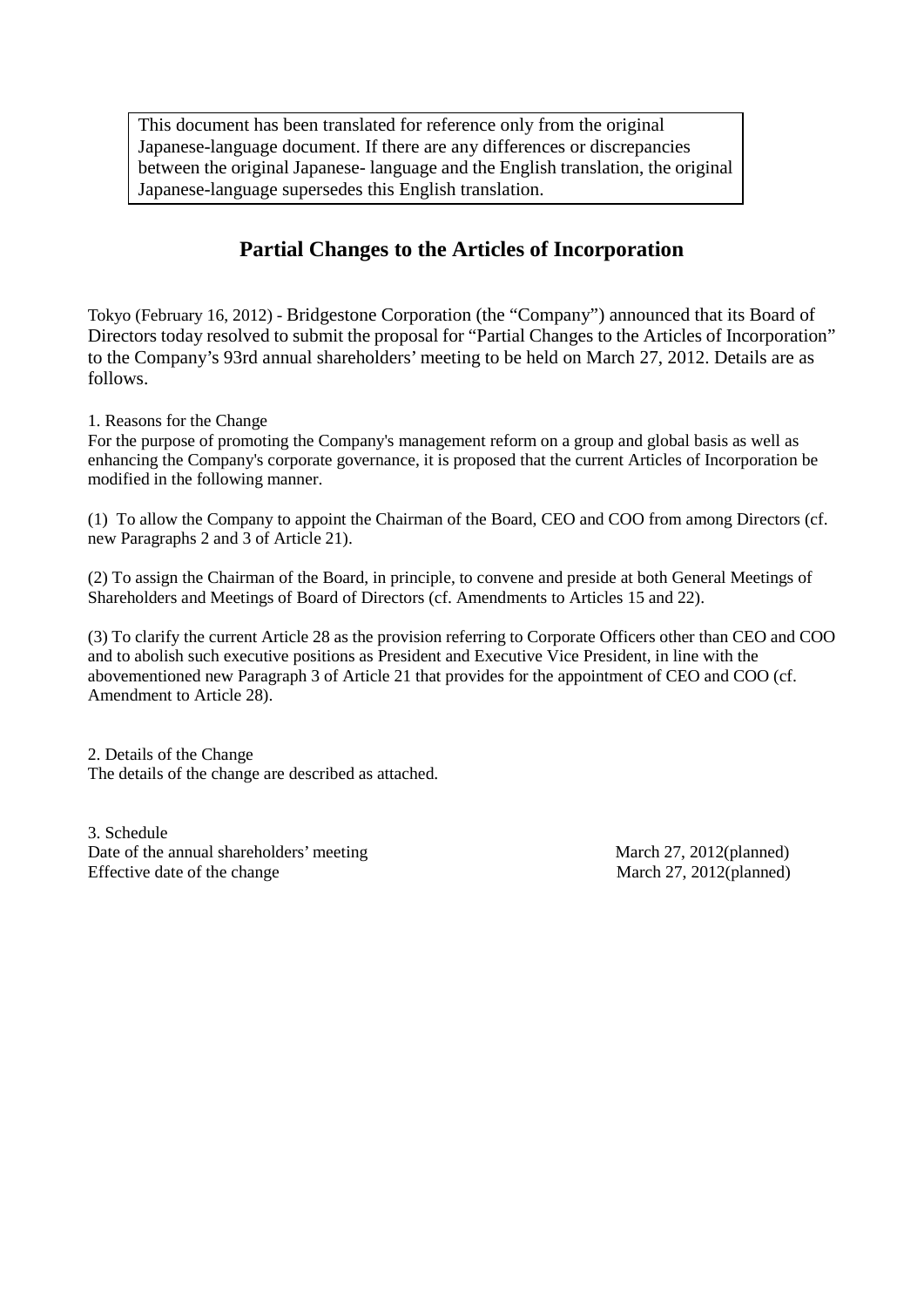This document has been translated for reference only from the original Japanese-language document. If there are any differences or discrepancies between the original Japanese- language and the English translation, the original Japanese-language supersedes this English translation.

# Partial Changes to the Articles of Incorporation

Tokyo (February 16, 2012) - Bridgestone Corporation (the "Company") announced that its Board of Directors today resolved to submit the proposal for "Partial Changes to the Articles of Incorporation" to the Company's 93rd annual shareholders' meeting to be held on March 27, 2012. Details are as follows.

1. Reasons for the Change

For the purpose of promoting the Company's management reform on a group and global basis as well as enhancing the Company's corporate governance, it is proposed that the current Articles of Incorporation be modified in the following manner.

(1) To allow the Company to appoint the Chairman of the Board, CEO and COO from among Directors (cf. new Paragraphs 2 and 3 of Article 21).

(2) To assign the Chairman of the Board, in principle, to convene and preside at both General Meetings of Shareholders and Meetings of Board of Directors (cf. Amendments to Articles 15 and 22).

(3) To clarify the current Article 28 as the provision referring to Corporate Officers other than CEO and COO and to abolish such executive positions as President and Executive Vice President, in line with the abovementioned new Paragraph 3 of Article 21 that provides for the appointment of CEO and COO (cf. Amendment to Article 28).

2. Details of the Change

The details of the change are described as attached.

3. Schedule

| | |
|---|---|
| Date of the annual shareholders' meeting | March 27, 2012(planned) |
| Effective date of the change | March 27, 2012(planned) |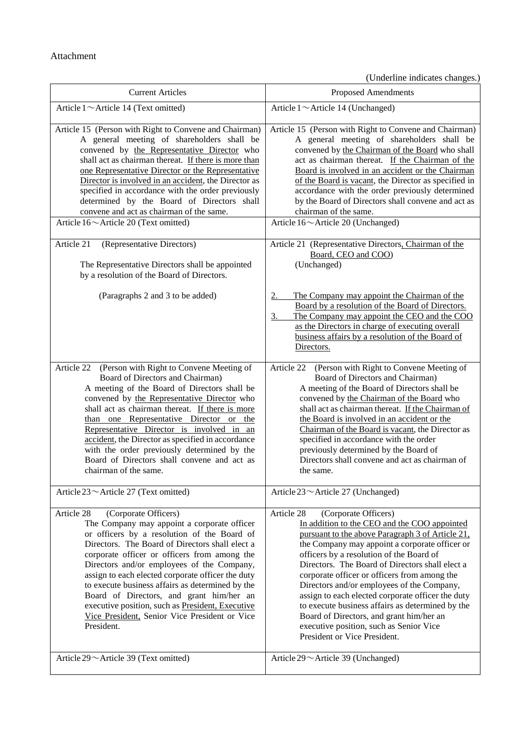Attachment

(Underline indicates changes.)

| Current Articles | Proposed Amendments |
|---|---|
| Article 1～Article 14 (Text omitted) | Article 1～Article 14 (Unchanged) |
| Article 15 (Person with Right to Convene and Chairman)<br>A general meeting of shareholders shall be convened by the Representative Director who shall act as chairman thereat. If there is more than one Representative Director or the Representative Director is involved in an accident, the Director as specified in accordance with the order previously determined by the Board of Directors shall convene and act as chairman of the same. | Article 15 (Person with Right to Convene and Chairman)<br>A general meeting of shareholders shall be convened by the Chairman of the Board who shall act as chairman thereat. If the Chairman of the Board is involved in an accident or the Chairman of the Board is vacant, the Director as specified in accordance with the order previously determined by the Board of Directors shall convene and act as chairman of the same. |
| Article 16～Article 20 (Text omitted) | Article 16～Article 20 (Unchanged) |
| Article 21 (Representative Directors)<br>The Representative Directors shall be appointed by a resolution of the Board of Directors.<br>(Paragraphs 2 and 3 to be added) | Article 21 (Representative Directors, Chairman of the Board, CEO and COO)<br>(Unchanged)<br>2. The Company may appoint the Chairman of the Board by a resolution of the Board of Directors.<br>3. The Company may appoint the CEO and the COO as the Directors in charge of executing overall business affairs by a resolution of the Board of Directors. |
| Article 22 (Person with Right to Convene Meeting of Board of Directors and Chairman)<br>A meeting of the Board of Directors shall be convened by the Representative Director who shall act as chairman thereat. If there is more than one Representative Director or the Representative Director is involved in an accident, the Director as specified in accordance with the order previously determined by the Board of Directors shall convene and act as chairman of the same. | Article 22 (Person with Right to Convene Meeting of Board of Directors and Chairman)<br>A meeting of the Board of Directors shall be convened by the Chairman of the Board who shall act as chairman thereat. If the Chairman of the Board is involved in an accident or the Chairman of the Board is vacant, the Director as specified in accordance with the order previously determined by the Board of Directors shall convene and act as chairman of the same. |
| Article 23～Article 27 (Text omitted) | Article 23～Article 27 (Unchanged) |
| Article 28 (Corporate Officers)<br>The Company may appoint a corporate officer or officers by a resolution of the Board of Directors. The Board of Directors shall elect a corporate officer or officers from among the Directors and/or employees of the Company, assign to each elected corporate officer the duty to execute business affairs as determined by the Board of Directors, and grant him/her an executive position, such as President, Executive Vice President, Senior Vice President or Vice President. | Article 28 (Corporate Officers)<br>In addition to the CEO and the COO appointed pursuant to the above Paragraph 3 of Article 21, the Company may appoint a corporate officer or officers by a resolution of the Board of Directors. The Board of Directors shall elect a corporate officer or officers from among the Directors and/or employees of the Company, assign to each elected corporate officer the duty to execute business affairs as determined by the Board of Directors, and grant him/her an executive position, such as Senior Vice President or Vice President. |
| Article 29～Article 39 (Text omitted) | Article 29～Article 39 (Unchanged) |